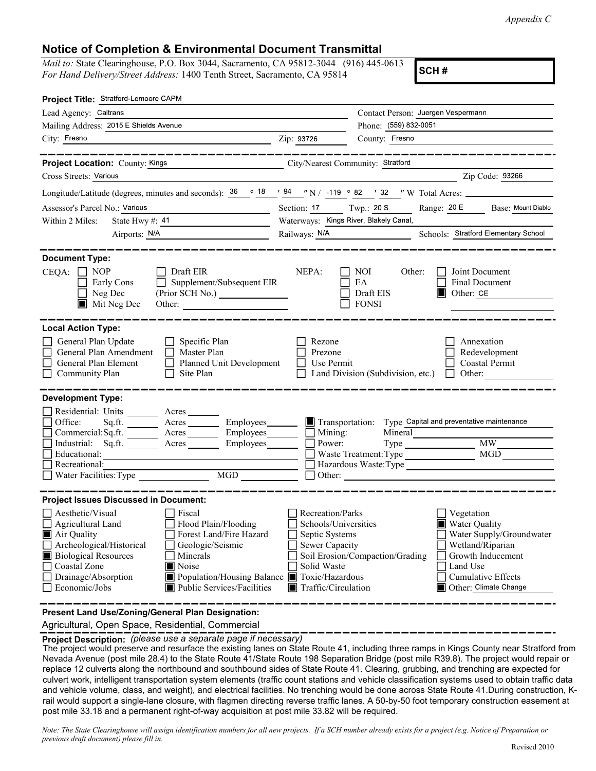*Appendix C*

# Notice of Completion & Environmental Document Transmittal

*Mail to:* State Clearinghouse, P.O. Box 3044, Sacramento, CA 95812-3044 (916) 445-0613
*For Hand Delivery/Street Address:* 1400 Tenth Street, Sacramento, CA 95814

**SCH #**

**Project Title:** Stratford-Lemoore CAPM

Lead Agency: Caltrans
Contact Person: Juergen Vespermann
Mailing Address: 2015 E Shields Avenue
Phone: (559) 832-0051
City: Fresno  Zip: 93726  County: Fresno

---

**Project Location:** County: Kings  City/Nearest Community: Stratford
Cross Streets: Various  Zip Code: 93266
Longitude/Latitude (degrees, minutes and seconds): 36 ° 18 ′ 94 ″ N / -119 ° 82 ′ 32 ″ W Total Acres:
Assessor's Parcel No.: Various  Section: 17  Twp.: 20 S  Range: 20 E  Base: Mount Diablo
Within 2 Miles: State Hwy #: 41  Waterways: Kings River, Blakely Canal,
Airports: N/A  Railways: N/A  Schools: Stratford Elementary School

---

**Document Type:**

CEQA: ☐ NOP ☐ Early Cons ☐ Neg Dec ■ Mit Neg Dec ☐ Draft EIR ☐ Supplement/Subsequent EIR (Prior SCH No.) Other:

NEPA: ☐ NOI ☐ EA ☐ Draft EIS ☐ FONSI

Other: ☐ Joint Document ☐ Final Document ■ Other: CE

---

**Local Action Type:**

☐ General Plan Update ☐ General Plan Amendment ☐ General Plan Element ☐ Community Plan ☐ Specific Plan ☐ Master Plan ☐ Planned Unit Development ☐ Site Plan ☐ Rezone ☐ Prezone ☐ Use Permit ☐ Land Division (Subdivision, etc.) ☐ Annexation ☐ Redevelopment ☐ Coastal Permit ☐ Other:

---

**Development Type:**

☐ Residential: Units ___ Acres ___
☐ Office: Sq.ft. ___ Acres ___ Employees ___
☐ Commercial: Sq.ft. ___ Acres ___ Employees ___
☐ Industrial: Sq.ft. ___ Acres ___ Employees ___
☐ Educational:
☐ Recreational:
☐ Water Facilities: Type ___ MGD ___
■ Transportation: Type Capital and preventative maintenance
☐ Mining: Mineral
☐ Power: Type ___ MW
☐ Waste Treatment: Type ___ MGD
☐ Hazardous Waste: Type
☐ Other:

---

**Project Issues Discussed in Document:**

☐ Aesthetic/Visual ☐ Agricultural Land ■ Air Quality ☐ Archeological/Historical ■ Biological Resources ☐ Coastal Zone ☐ Drainage/Absorption ☐ Economic/Jobs ☐ Fiscal ☐ Flood Plain/Flooding ☐ Forest Land/Fire Hazard ☐ Geologic/Seismic ☐ Minerals ■ Noise ■ Population/Housing Balance ■ Public Services/Facilities ☐ Recreation/Parks ☐ Schools/Universities ☐ Septic Systems ☐ Sewer Capacity ☐ Soil Erosion/Compaction/Grading ☐ Solid Waste ■ Toxic/Hazardous ■ Traffic/Circulation ☐ Vegetation ■ Water Quality ☐ Water Supply/Groundwater ☐ Wetland/Riparian ☐ Growth Inducement ☐ Land Use ☐ Cumulative Effects ■ Other: Climate Change

---

**Present Land Use/Zoning/General Plan Designation:**

Agricultural, Open Space, Residential, Commercial

---

**Project Description:** *(please use a separate page if necessary)*

The project would preserve and resurface the existing lanes on State Route 41, including three ramps in Kings County near Stratford from Nevada Avenue (post mile 28.4) to the State Route 41/State Route 198 Separation Bridge (post mile R39.8). The project would repair or replace 12 culverts along the northbound and southbound sides of State Route 41. Clearing, grubbing, and trenching are expected for culvert work, intelligent transportation system elements (traffic count stations and vehicle classification systems used to obtain traffic data and vehicle volume, class, and weight), and electrical facilities. No trenching would be done across State Route 41.During construction, K-rail would support a single-lane closure, with flagmen directing reverse traffic lanes. A 50-by-50 foot temporary construction easement at post mile 33.18 and a permanent right-of-way acquisition at post mile 33.82 will be required.

*Note: The State Clearinghouse will assign identification numbers for all new projects. If a SCH number already exists for a project (e.g. Notice of Preparation or previous draft document) please fill in.*

Revised 2010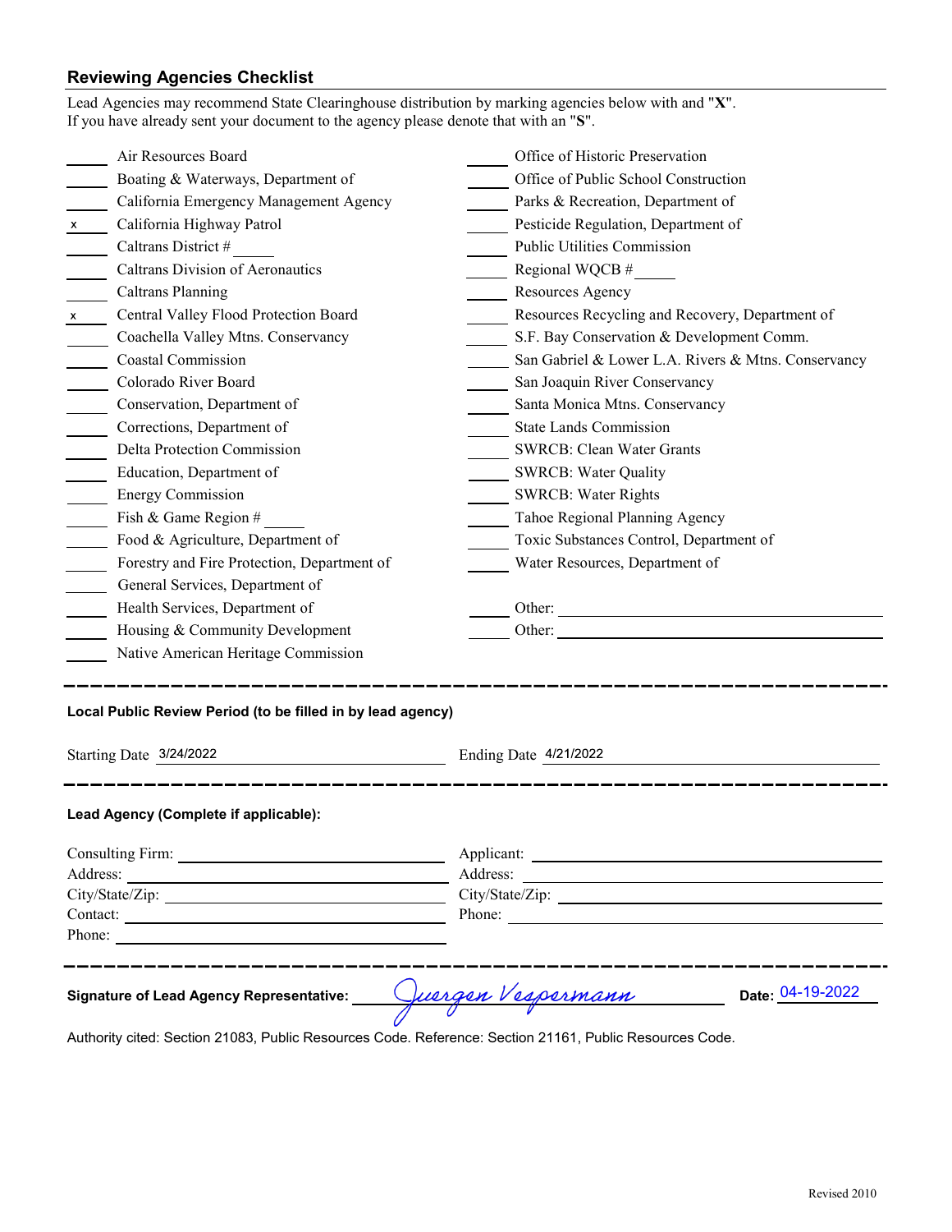## Reviewing Agencies Checklist

Lead Agencies may recommend State Clearinghouse distribution by marking agencies below with and "**X**".
If you have already sent your document to the agency please denote that with an "**S**".

| | | | |
|---|---|---|---|
| ____ | Air Resources Board | ____ | Office of Historic Preservation |
| ____ | Boating & Waterways, Department of | ____ | Office of Public School Construction |
| ____ | California Emergency Management Agency | ____ | Parks & Recreation, Department of |
| x | California Highway Patrol | ____ | Pesticide Regulation, Department of |
| ____ | Caltrans District # ____ | ____ | Public Utilities Commission |
| ____ | Caltrans Division of Aeronautics | ____ | Regional WQCB # ____ |
| ____ | Caltrans Planning | ____ | Resources Agency |
| x | Central Valley Flood Protection Board | ____ | Resources Recycling and Recovery, Department of |
| ____ | Coachella Valley Mtns. Conservancy | ____ | S.F. Bay Conservation & Development Comm. |
| ____ | Coastal Commission | ____ | San Gabriel & Lower L.A. Rivers & Mtns. Conservancy |
| ____ | Colorado River Board | ____ | San Joaquin River Conservancy |
| ____ | Conservation, Department of | ____ | Santa Monica Mtns. Conservancy |
| ____ | Corrections, Department of | ____ | State Lands Commission |
| ____ | Delta Protection Commission | ____ | SWRCB: Clean Water Grants |
| ____ | Education, Department of | ____ | SWRCB: Water Quality |
| ____ | Energy Commission | ____ | SWRCB: Water Rights |
| ____ | Fish & Game Region # ____ | ____ | Tahoe Regional Planning Agency |
| ____ | Food & Agriculture, Department of | ____ | Toxic Substances Control, Department of |
| ____ | Forestry and Fire Protection, Department of | ____ | Water Resources, Department of |
| ____ | General Services, Department of | | |
| ____ | Health Services, Department of | ____ | Other: ____ |
| ____ | Housing & Community Development | ____ | Other: ____ |
| ____ | Native American Heritage Commission | | |

---

**Local Public Review Period (to be filled in by lead agency)**

Starting Date 3/24/2022 Ending Date 4/21/2022

---

**Lead Agency (Complete if applicable):**

Consulting Firm: ____
Address: ____
City/State/Zip: ____
Contact: ____
Phone: ____

Applicant: ____
Address: ____
City/State/Zip: ____
Phone: ____

---

**Signature of Lead Agency Representative:** Juergen Vespermann **Date:** 04-19-2022

Authority cited: Section 21083, Public Resources Code. Reference: Section 21161, Public Resources Code.

Revised 2010